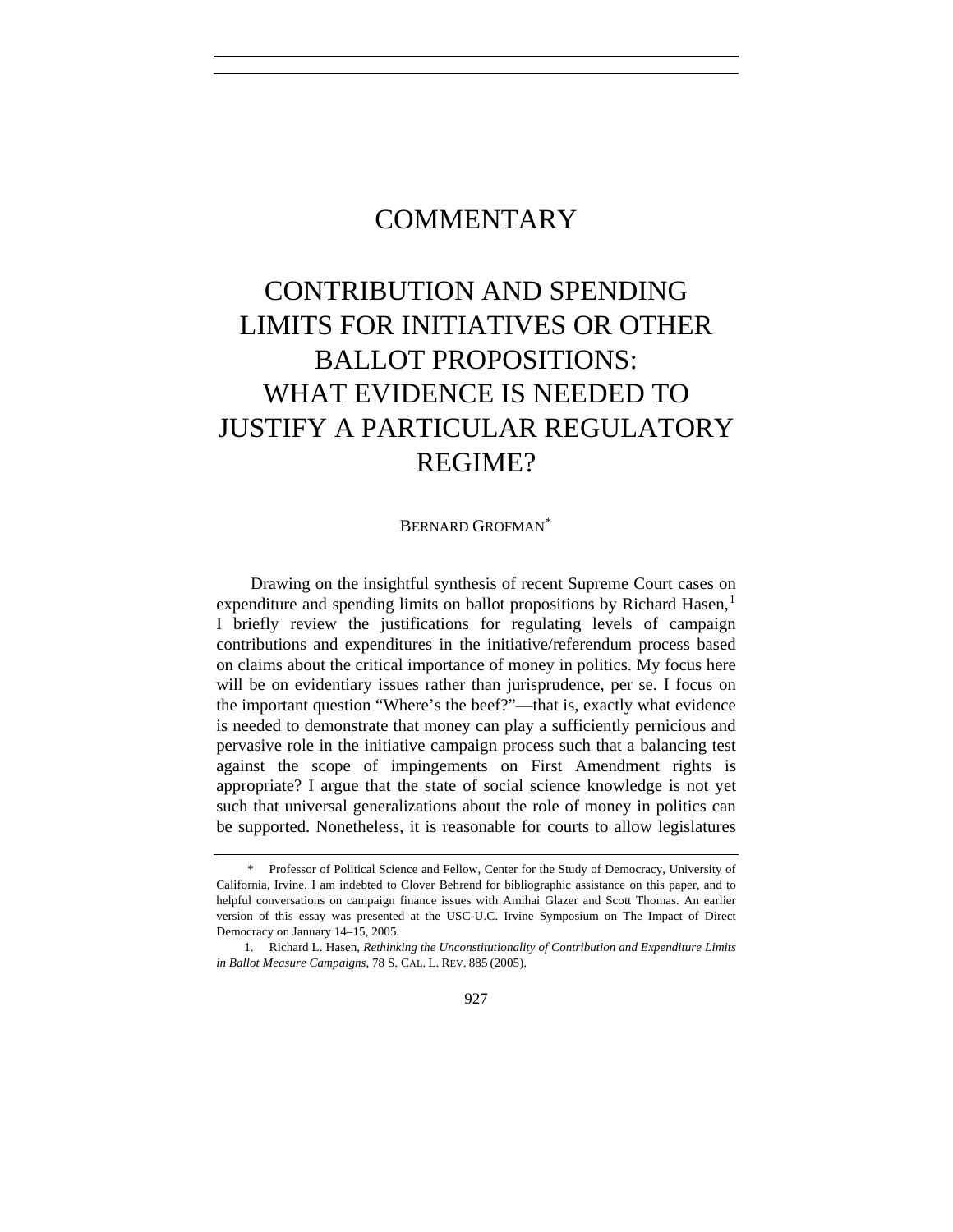# COMMENTARY

# CONTRIBUTION AND SPENDING LIMITS FOR INITIATIVES OR OTHER BALLOT PROPOSITIONS: WHAT EVIDENCE IS NEEDED TO JUSTIFY A PARTICULAR REGULATORY REGIME?

BERNARD GROFMAN[*]

Drawing on the insightful synthesis of recent Supreme Court cases on expenditure and spending limits on ballot propositions by Richard Hasen,[1] I briefly review the justifications for regulating levels of campaign contributions and expenditures in the initiative/referendum process based on claims about the critical importance of money in politics. My focus here will be on evidentiary issues rather than jurisprudence, per se. I focus on the important question "Where's the beef?"—that is, exactly what evidence is needed to demonstrate that money can play a sufficiently pernicious and pervasive role in the initiative campaign process such that a balancing test against the scope of impingements on First Amendment rights is appropriate? I argue that the state of social science knowledge is not yet such that universal generalizations about the role of money in politics can be supported. Nonetheless, it is reasonable for courts to allow legislatures

---

[*] Professor of Political Science and Fellow, Center for the Study of Democracy, University of California, Irvine. I am indebted to Clover Behrend for bibliographic assistance on this paper, and to helpful conversations on campaign finance issues with Amihai Glazer and Scott Thomas. An earlier version of this essay was presented at the USC-U.C. Irvine Symposium on The Impact of Direct Democracy on January 14–15, 2005.

1. Richard L. Hasen, *Rethinking the Unconstitutionality of Contribution and Expenditure Limits in Ballot Measure Campaigns*, 78 S. CAL. L. REV. 885 (2005).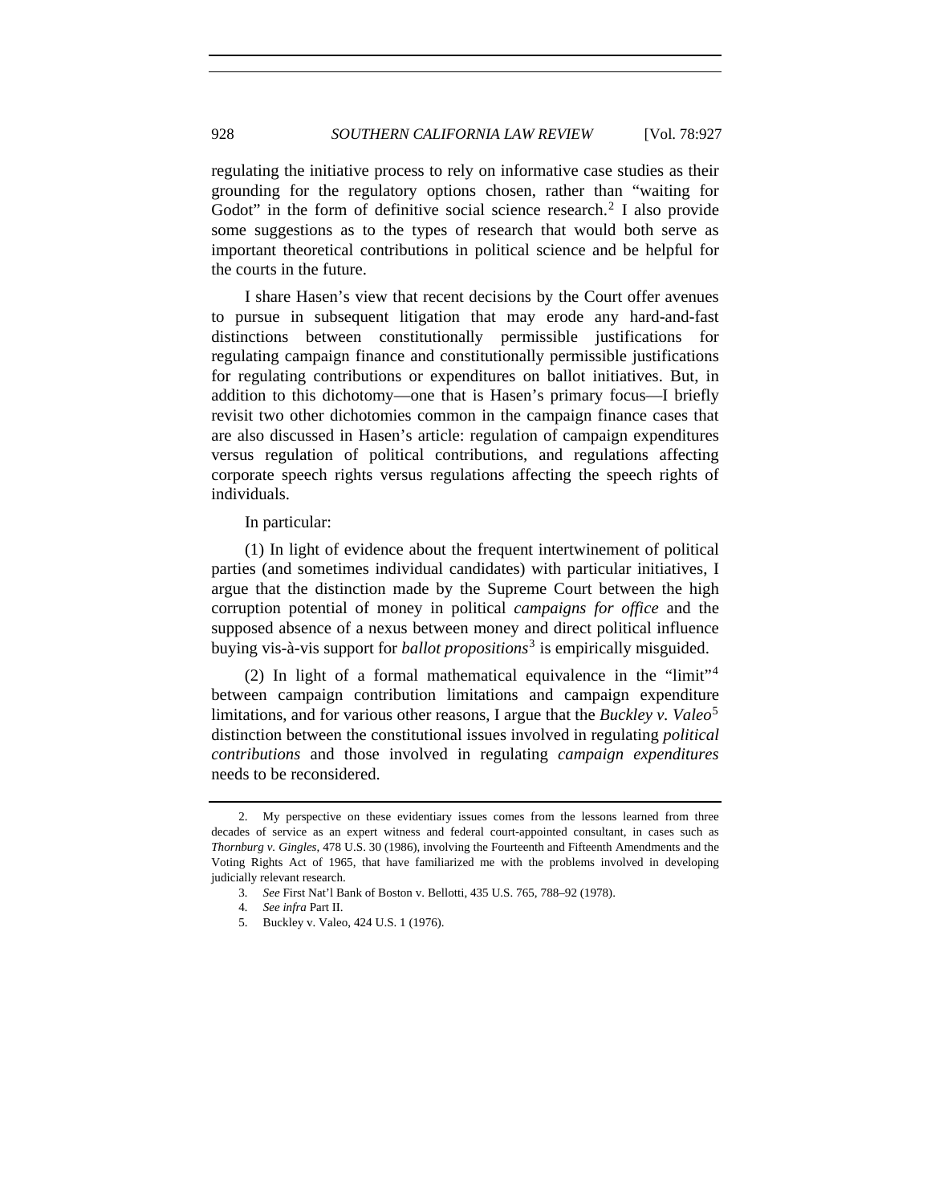regulating the initiative process to rely on informative case studies as their grounding for the regulatory options chosen, rather than "waiting for Godot" in the form of definitive social science research.[2] I also provide some suggestions as to the types of research that would both serve as important theoretical contributions in political science and be helpful for the courts in the future.

I share Hasen's view that recent decisions by the Court offer avenues to pursue in subsequent litigation that may erode any hard-and-fast distinctions between constitutionally permissible justifications for regulating campaign finance and constitutionally permissible justifications for regulating contributions or expenditures on ballot initiatives. But, in addition to this dichotomy—one that is Hasen's primary focus—I briefly revisit two other dichotomies common in the campaign finance cases that are also discussed in Hasen's article: regulation of campaign expenditures versus regulation of political contributions, and regulations affecting corporate speech rights versus regulations affecting the speech rights of individuals.

In particular:

(1) In light of evidence about the frequent intertwinement of political parties (and sometimes individual candidates) with particular initiatives, I argue that the distinction made by the Supreme Court between the high corruption potential of money in political *campaigns for office* and the supposed absence of a nexus between money and direct political influence buying vis-à-vis support for *ballot propositions*[3] is empirically misguided.

(2) In light of a formal mathematical equivalence in the "limit"[4] between campaign contribution limitations and campaign expenditure limitations, and for various other reasons, I argue that the *Buckley v. Valeo*[5] distinction between the constitutional issues involved in regulating *political contributions* and those involved in regulating *campaign expenditures* needs to be reconsidered.

---

2. My perspective on these evidentiary issues comes from the lessons learned from three decades of service as an expert witness and federal court-appointed consultant, in cases such as *Thornburg v. Gingles*, 478 U.S. 30 (1986), involving the Fourteenth and Fifteenth Amendments and the Voting Rights Act of 1965, that have familiarized me with the problems involved in developing judicially relevant research.

3. *See* First Nat'l Bank of Boston v. Bellotti, 435 U.S. 765, 788–92 (1978).

4. *See infra* Part II.

5. Buckley v. Valeo, 424 U.S. 1 (1976).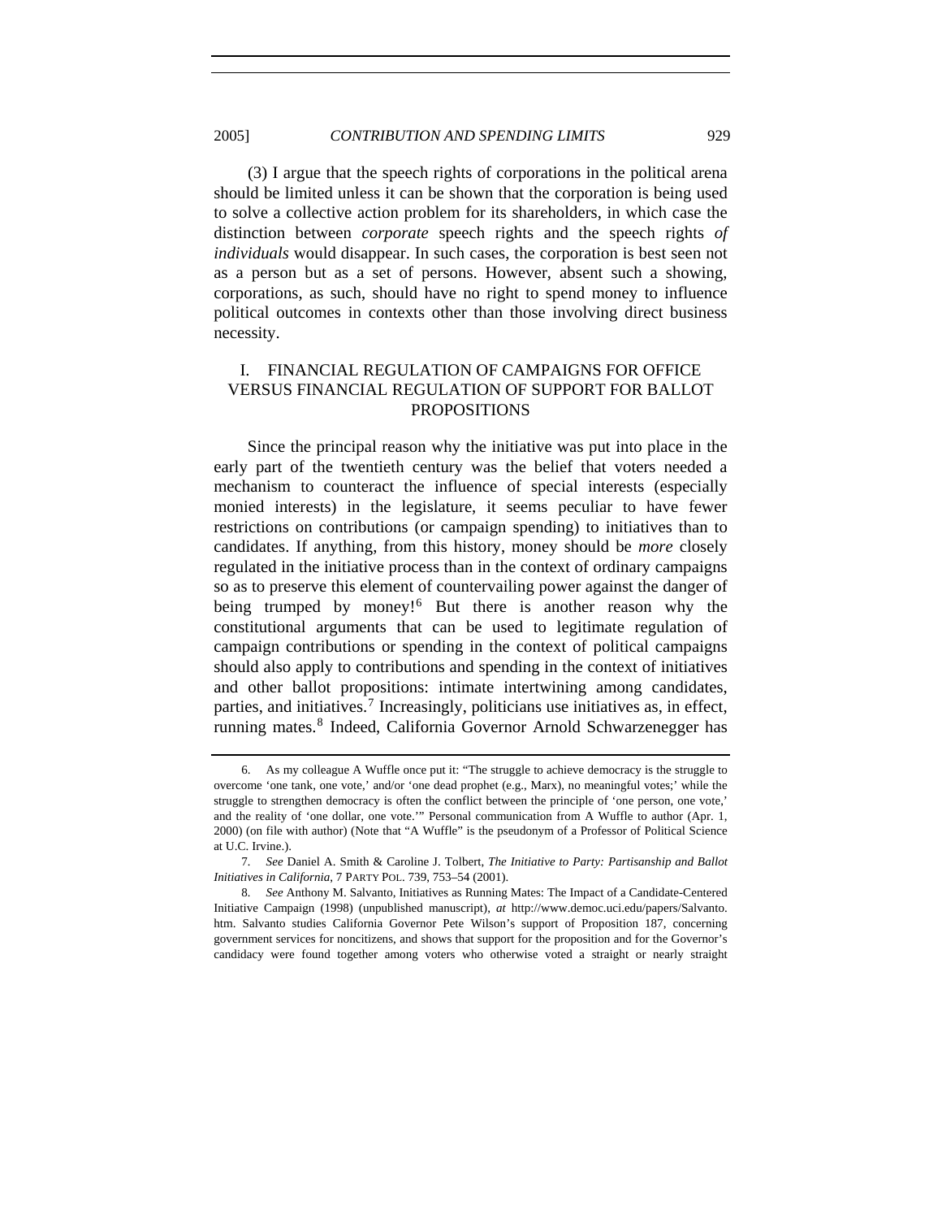(3) I argue that the speech rights of corporations in the political arena should be limited unless it can be shown that the corporation is being used to solve a collective action problem for its shareholders, in which case the distinction between *corporate* speech rights and the speech rights *of individuals* would disappear. In such cases, the corporation is best seen not as a person but as a set of persons. However, absent such a showing, corporations, as such, should have no right to spend money to influence political outcomes in contexts other than those involving direct business necessity.

## I. FINANCIAL REGULATION OF CAMPAIGNS FOR OFFICE VERSUS FINANCIAL REGULATION OF SUPPORT FOR BALLOT PROPOSITIONS

Since the principal reason why the initiative was put into place in the early part of the twentieth century was the belief that voters needed a mechanism to counteract the influence of special interests (especially monied interests) in the legislature, it seems peculiar to have fewer restrictions on contributions (or campaign spending) to initiatives than to candidates. If anything, from this history, money should be *more* closely regulated in the initiative process than in the context of ordinary campaigns so as to preserve this element of countervailing power against the danger of being trumped by money![6] But there is another reason why the constitutional arguments that can be used to legitimate regulation of campaign contributions or spending in the context of political campaigns should also apply to contributions and spending in the context of initiatives and other ballot propositions: intimate intertwining among candidates, parties, and initiatives.[7] Increasingly, politicians use initiatives as, in effect, running mates.[8] Indeed, California Governor Arnold Schwarzenegger has

---

6. As my colleague A Wuffle once put it: "The struggle to achieve democracy is the struggle to overcome 'one tank, one vote,' and/or 'one dead prophet (e.g., Marx), no meaningful votes;' while the struggle to strengthen democracy is often the conflict between the principle of 'one person, one vote,' and the reality of 'one dollar, one vote.'" Personal communication from A Wuffle to author (Apr. 1, 2000) (on file with author) (Note that "A Wuffle" is the pseudonym of a Professor of Political Science at U.C. Irvine.).

7. *See* Daniel A. Smith & Caroline J. Tolbert, *The Initiative to Party: Partisanship and Ballot Initiatives in California*, 7 PARTY POL. 739, 753–54 (2001).

8. *See* Anthony M. Salvanto, Initiatives as Running Mates: The Impact of a Candidate-Centered Initiative Campaign (1998) (unpublished manuscript), *at* http://www.democ.uci.edu/papers/Salvanto.htm. Salvanto studies California Governor Pete Wilson's support of Proposition 187, concerning government services for noncitizens, and shows that support for the proposition and for the Governor's candidacy were found together among voters who otherwise voted a straight or nearly straight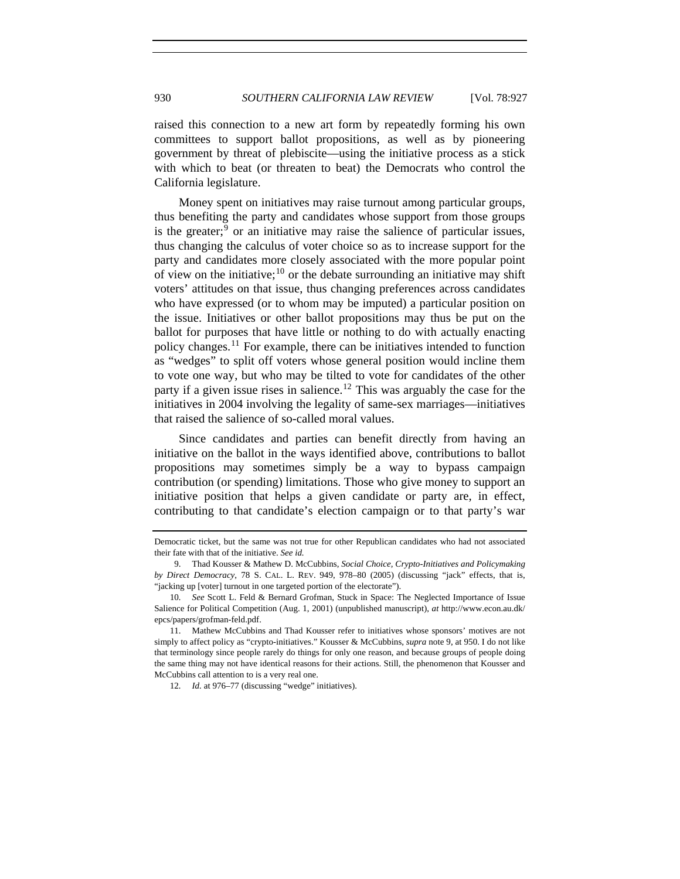raised this connection to a new art form by repeatedly forming his own committees to support ballot propositions, as well as by pioneering government by threat of plebiscite—using the initiative process as a stick with which to beat (or threaten to beat) the Democrats who control the California legislature.

Money spent on initiatives may raise turnout among particular groups, thus benefiting the party and candidates whose support from those groups is the greater;[9] or an initiative may raise the salience of particular issues, thus changing the calculus of voter choice so as to increase support for the party and candidates more closely associated with the more popular point of view on the initiative;[10] or the debate surrounding an initiative may shift voters' attitudes on that issue, thus changing preferences across candidates who have expressed (or to whom may be imputed) a particular position on the issue. Initiatives or other ballot propositions may thus be put on the ballot for purposes that have little or nothing to do with actually enacting policy changes.[11] For example, there can be initiatives intended to function as "wedges" to split off voters whose general position would incline them to vote one way, but who may be tilted to vote for candidates of the other party if a given issue rises in salience.[12] This was arguably the case for the initiatives in 2004 involving the legality of same-sex marriages—initiatives that raised the salience of so-called moral values.

Since candidates and parties can benefit directly from having an initiative on the ballot in the ways identified above, contributions to ballot propositions may sometimes simply be a way to bypass campaign contribution (or spending) limitations. Those who give money to support an initiative position that helps a given candidate or party are, in effect, contributing to that candidate's election campaign or to that party's war

---

Democratic ticket, but the same was not true for other Republican candidates who had not associated their fate with that of the initiative. *See id.*

9. Thad Kousser & Mathew D. McCubbins, *Social Choice, Crypto-Initiatives and Policymaking by Direct Democracy*, 78 S. CAL. L. REV. 949, 978–80 (2005) (discussing "jack" effects, that is, "jacking up [voter] turnout in one targeted portion of the electorate").

10. *See* Scott L. Feld & Bernard Grofman, Stuck in Space: The Neglected Importance of Issue Salience for Political Competition (Aug. 1, 2001) (unpublished manuscript), *at* http://www.econ.au.dk/epcs/papers/grofman-feld.pdf.

11. Mathew McCubbins and Thad Kousser refer to initiatives whose sponsors' motives are not simply to affect policy as "crypto-initiatives." Kousser & McCubbins, *supra* note 9, at 950. I do not like that terminology since people rarely do things for only one reason, and because groups of people doing the same thing may not have identical reasons for their actions. Still, the phenomenon that Kousser and McCubbins call attention to is a very real one.

12. *Id.* at 976–77 (discussing "wedge" initiatives).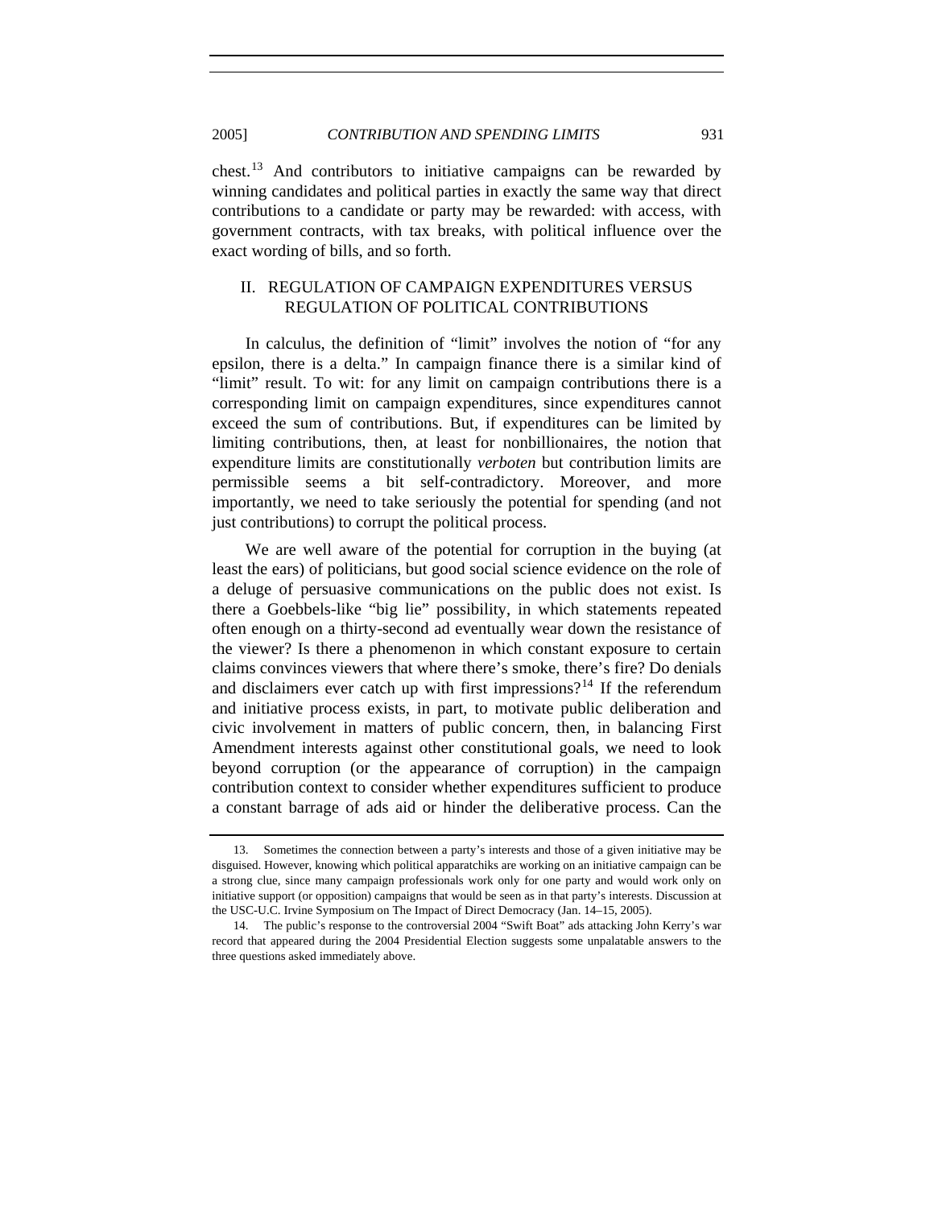chest.[13] And contributors to initiative campaigns can be rewarded by winning candidates and political parties in exactly the same way that direct contributions to a candidate or party may be rewarded: with access, with government contracts, with tax breaks, with political influence over the exact wording of bills, and so forth.

## II. REGULATION OF CAMPAIGN EXPENDITURES VERSUS REGULATION OF POLITICAL CONTRIBUTIONS

In calculus, the definition of "limit" involves the notion of "for any epsilon, there is a delta." In campaign finance there is a similar kind of "limit" result. To wit: for any limit on campaign contributions there is a corresponding limit on campaign expenditures, since expenditures cannot exceed the sum of contributions. But, if expenditures can be limited by limiting contributions, then, at least for nonbillionaires, the notion that expenditure limits are constitutionally *verboten* but contribution limits are permissible seems a bit self-contradictory. Moreover, and more importantly, we need to take seriously the potential for spending (and not just contributions) to corrupt the political process.

We are well aware of the potential for corruption in the buying (at least the ears) of politicians, but good social science evidence on the role of a deluge of persuasive communications on the public does not exist. Is there a Goebbels-like "big lie" possibility, in which statements repeated often enough on a thirty-second ad eventually wear down the resistance of the viewer? Is there a phenomenon in which constant exposure to certain claims convinces viewers that where there's smoke, there's fire? Do denials and disclaimers ever catch up with first impressions?[14] If the referendum and initiative process exists, in part, to motivate public deliberation and civic involvement in matters of public concern, then, in balancing First Amendment interests against other constitutional goals, we need to look beyond corruption (or the appearance of corruption) in the campaign contribution context to consider whether expenditures sufficient to produce a constant barrage of ads aid or hinder the deliberative process. Can the

---

13. Sometimes the connection between a party's interests and those of a given initiative may be disguised. However, knowing which political apparatchiks are working on an initiative campaign can be a strong clue, since many campaign professionals work only for one party and would work only on initiative support (or opposition) campaigns that would be seen as in that party's interests. Discussion at the USC-U.C. Irvine Symposium on The Impact of Direct Democracy (Jan. 14–15, 2005).

14. The public's response to the controversial 2004 "Swift Boat" ads attacking John Kerry's war record that appeared during the 2004 Presidential Election suggests some unpalatable answers to the three questions asked immediately above.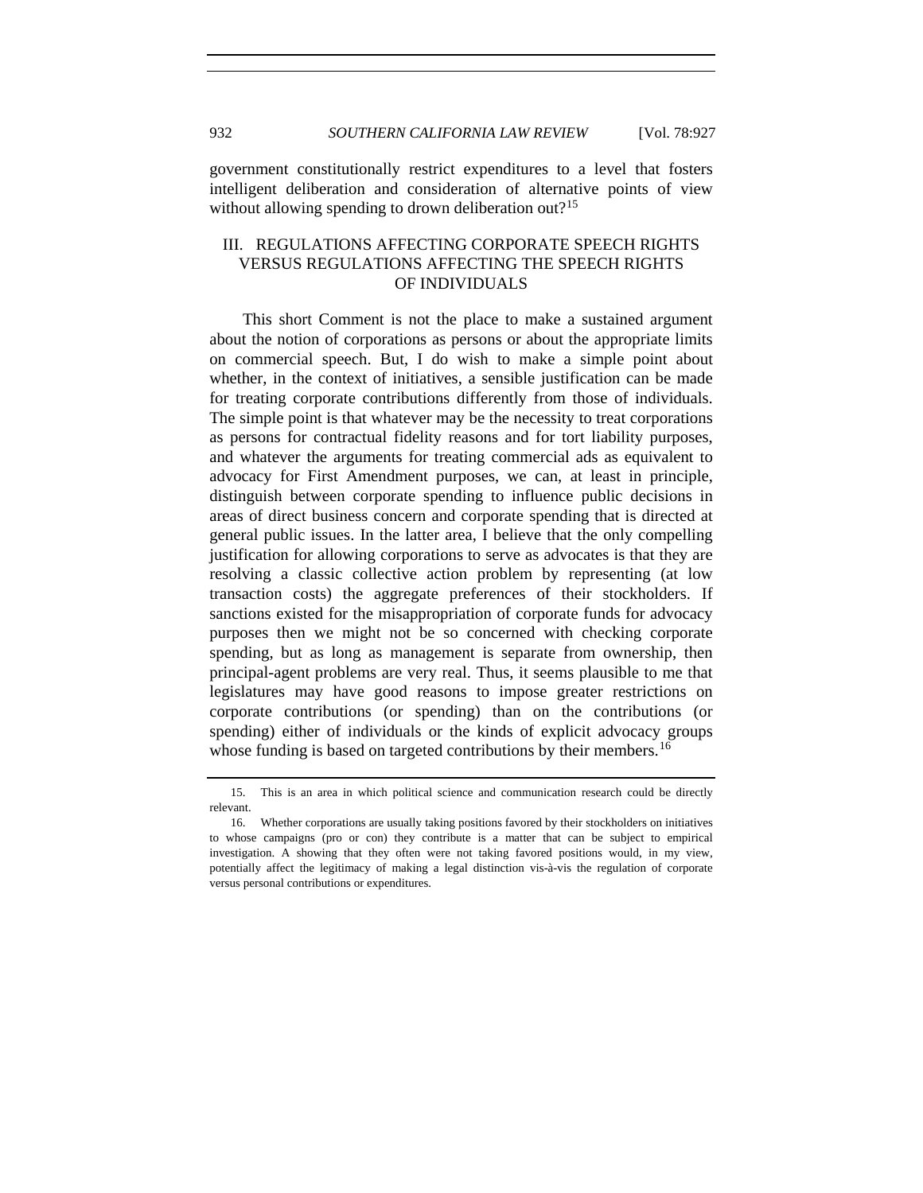government constitutionally restrict expenditures to a level that fosters intelligent deliberation and consideration of alternative points of view without allowing spending to drown deliberation out?[15]

## III. REGULATIONS AFFECTING CORPORATE SPEECH RIGHTS VERSUS REGULATIONS AFFECTING THE SPEECH RIGHTS OF INDIVIDUALS

This short Comment is not the place to make a sustained argument about the notion of corporations as persons or about the appropriate limits on commercial speech. But, I do wish to make a simple point about whether, in the context of initiatives, a sensible justification can be made for treating corporate contributions differently from those of individuals. The simple point is that whatever may be the necessity to treat corporations as persons for contractual fidelity reasons and for tort liability purposes, and whatever the arguments for treating commercial ads as equivalent to advocacy for First Amendment purposes, we can, at least in principle, distinguish between corporate spending to influence public decisions in areas of direct business concern and corporate spending that is directed at general public issues. In the latter area, I believe that the only compelling justification for allowing corporations to serve as advocates is that they are resolving a classic collective action problem by representing (at low transaction costs) the aggregate preferences of their stockholders. If sanctions existed for the misappropriation of corporate funds for advocacy purposes then we might not be so concerned with checking corporate spending, but as long as management is separate from ownership, then principal-agent problems are very real. Thus, it seems plausible to me that legislatures may have good reasons to impose greater restrictions on corporate contributions (or spending) than on the contributions (or spending) either of individuals or the kinds of explicit advocacy groups whose funding is based on targeted contributions by their members.[16]

---

15. This is an area in which political science and communication research could be directly relevant.

16. Whether corporations are usually taking positions favored by their stockholders on initiatives to whose campaigns (pro or con) they contribute is a matter that can be subject to empirical investigation. A showing that they often were not taking favored positions would, in my view, potentially affect the legitimacy of making a legal distinction vis-à-vis the regulation of corporate versus personal contributions or expenditures.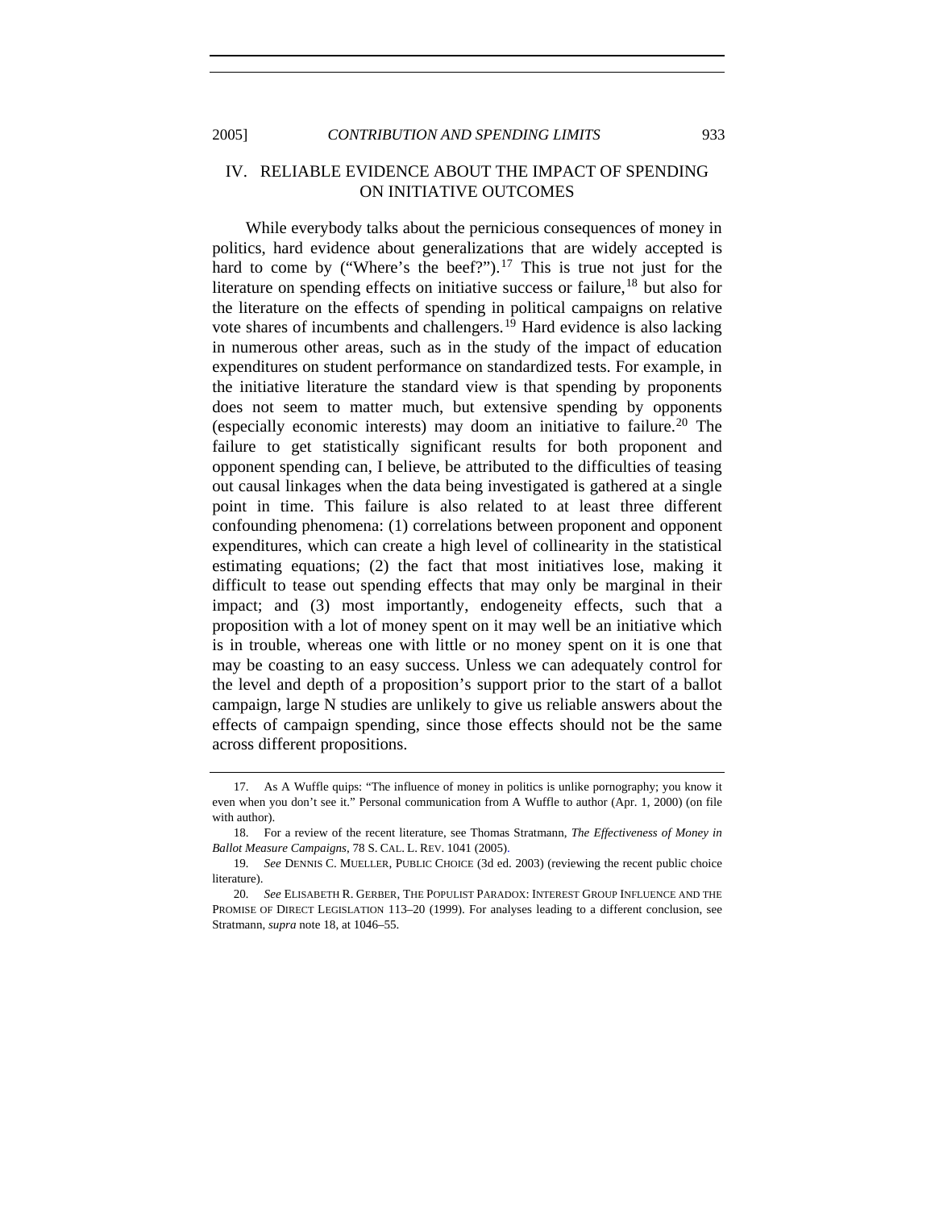## IV. RELIABLE EVIDENCE ABOUT THE IMPACT OF SPENDING ON INITIATIVE OUTCOMES

While everybody talks about the pernicious consequences of money in politics, hard evidence about generalizations that are widely accepted is hard to come by ("Where's the beef?").[17] This is true not just for the literature on spending effects on initiative success or failure,[18] but also for the literature on the effects of spending in political campaigns on relative vote shares of incumbents and challengers.[19] Hard evidence is also lacking in numerous other areas, such as in the study of the impact of education expenditures on student performance on standardized tests. For example, in the initiative literature the standard view is that spending by proponents does not seem to matter much, but extensive spending by opponents (especially economic interests) may doom an initiative to failure.[20] The failure to get statistically significant results for both proponent and opponent spending can, I believe, be attributed to the difficulties of teasing out causal linkages when the data being investigated is gathered at a single point in time. This failure is also related to at least three different confounding phenomena: (1) correlations between proponent and opponent expenditures, which can create a high level of collinearity in the statistical estimating equations; (2) the fact that most initiatives lose, making it difficult to tease out spending effects that may only be marginal in their impact; and (3) most importantly, endogeneity effects, such that a proposition with a lot of money spent on it may well be an initiative which is in trouble, whereas one with little or no money spent on it is one that may be coasting to an easy success. Unless we can adequately control for the level and depth of a proposition's support prior to the start of a ballot campaign, large N studies are unlikely to give us reliable answers about the effects of campaign spending, since those effects should not be the same across different propositions.

---

17. As A Wuffle quips: "The influence of money in politics is unlike pornography; you know it even when you don't see it." Personal communication from A Wuffle to author (Apr. 1, 2000) (on file with author).

18. For a review of the recent literature, see Thomas Stratmann, *The Effectiveness of Money in Ballot Measure Campaigns*, 78 S. CAL. L. REV. 1041 (2005).

19. *See* DENNIS C. MUELLER, PUBLIC CHOICE (3d ed. 2003) (reviewing the recent public choice literature).

20. *See* ELISABETH R. GERBER, THE POPULIST PARADOX: INTEREST GROUP INFLUENCE AND THE PROMISE OF DIRECT LEGISLATION 113–20 (1999). For analyses leading to a different conclusion, see Stratmann, *supra* note 18, at 1046–55.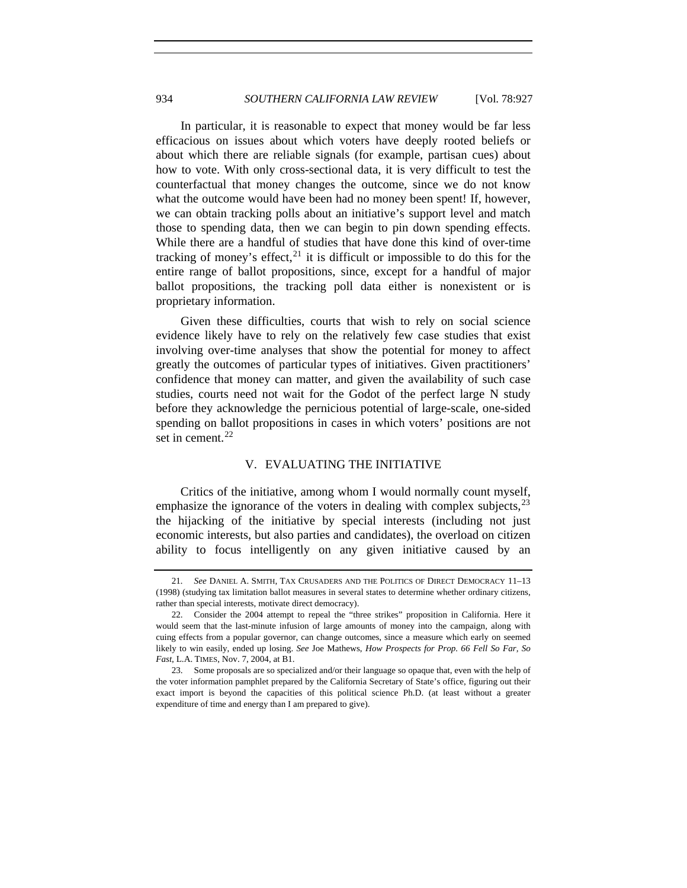In particular, it is reasonable to expect that money would be far less efficacious on issues about which voters have deeply rooted beliefs or about which there are reliable signals (for example, partisan cues) about how to vote. With only cross-sectional data, it is very difficult to test the counterfactual that money changes the outcome, since we do not know what the outcome would have been had no money been spent! If, however, we can obtain tracking polls about an initiative's support level and match those to spending data, then we can begin to pin down spending effects. While there are a handful of studies that have done this kind of over-time tracking of money's effect,[21] it is difficult or impossible to do this for the entire range of ballot propositions, since, except for a handful of major ballot propositions, the tracking poll data either is nonexistent or is proprietary information.

Given these difficulties, courts that wish to rely on social science evidence likely have to rely on the relatively few case studies that exist involving over-time analyses that show the potential for money to affect greatly the outcomes of particular types of initiatives. Given practitioners' confidence that money can matter, and given the availability of such case studies, courts need not wait for the Godot of the perfect large N study before they acknowledge the pernicious potential of large-scale, one-sided spending on ballot propositions in cases in which voters' positions are not set in cement.[22]

## V. EVALUATING THE INITIATIVE

Critics of the initiative, among whom I would normally count myself, emphasize the ignorance of the voters in dealing with complex subjects,[23] the hijacking of the initiative by special interests (including not just economic interests, but also parties and candidates), the overload on citizen ability to focus intelligently on any given initiative caused by an

---

21. *See* DANIEL A. SMITH, TAX CRUSADERS AND THE POLITICS OF DIRECT DEMOCRACY 11–13 (1998) (studying tax limitation ballot measures in several states to determine whether ordinary citizens, rather than special interests, motivate direct democracy).

22. Consider the 2004 attempt to repeal the "three strikes" proposition in California. Here it would seem that the last-minute infusion of large amounts of money into the campaign, along with cuing effects from a popular governor, can change outcomes, since a measure which early on seemed likely to win easily, ended up losing. *See* Joe Mathews, *How Prospects for Prop. 66 Fell So Far, So Fast*, L.A. TIMES, Nov. 7, 2004, at B1.

23. Some proposals are so specialized and/or their language so opaque that, even with the help of the voter information pamphlet prepared by the California Secretary of State's office, figuring out their exact import is beyond the capacities of this political science Ph.D. (at least without a greater expenditure of time and energy than I am prepared to give).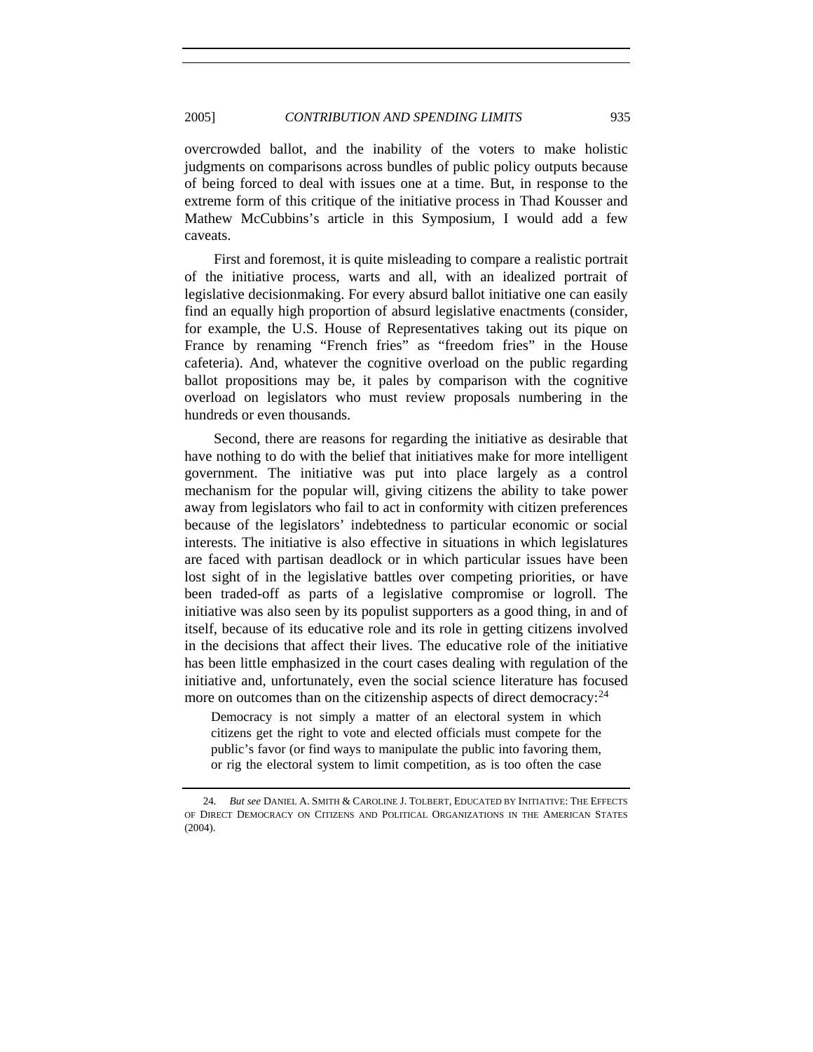overcrowded ballot, and the inability of the voters to make holistic judgments on comparisons across bundles of public policy outputs because of being forced to deal with issues one at a time. But, in response to the extreme form of this critique of the initiative process in Thad Kousser and Mathew McCubbins's article in this Symposium, I would add a few caveats.

First and foremost, it is quite misleading to compare a realistic portrait of the initiative process, warts and all, with an idealized portrait of legislative decisionmaking. For every absurd ballot initiative one can easily find an equally high proportion of absurd legislative enactments (consider, for example, the U.S. House of Representatives taking out its pique on France by renaming "French fries" as "freedom fries" in the House cafeteria). And, whatever the cognitive overload on the public regarding ballot propositions may be, it pales by comparison with the cognitive overload on legislators who must review proposals numbering in the hundreds or even thousands.

Second, there are reasons for regarding the initiative as desirable that have nothing to do with the belief that initiatives make for more intelligent government. The initiative was put into place largely as a control mechanism for the popular will, giving citizens the ability to take power away from legislators who fail to act in conformity with citizen preferences because of the legislators' indebtedness to particular economic or social interests. The initiative is also effective in situations in which legislatures are faced with partisan deadlock or in which particular issues have been lost sight of in the legislative battles over competing priorities, or have been traded-off as parts of a legislative compromise or logroll. The initiative was also seen by its populist supporters as a good thing, in and of itself, because of its educative role and its role in getting citizens involved in the decisions that affect their lives. The educative role of the initiative has been little emphasized in the court cases dealing with regulation of the initiative and, unfortunately, even the social science literature has focused more on outcomes than on the citizenship aspects of direct democracy:[24]

> Democracy is not simply a matter of an electoral system in which citizens get the right to vote and elected officials must compete for the public's favor (or find ways to manipulate the public into favoring them, or rig the electoral system to limit competition, as is too often the case

---

24. *But see* DANIEL A. SMITH & CAROLINE J. TOLBERT, EDUCATED BY INITIATIVE: THE EFFECTS OF DIRECT DEMOCRACY ON CITIZENS AND POLITICAL ORGANIZATIONS IN THE AMERICAN STATES (2004).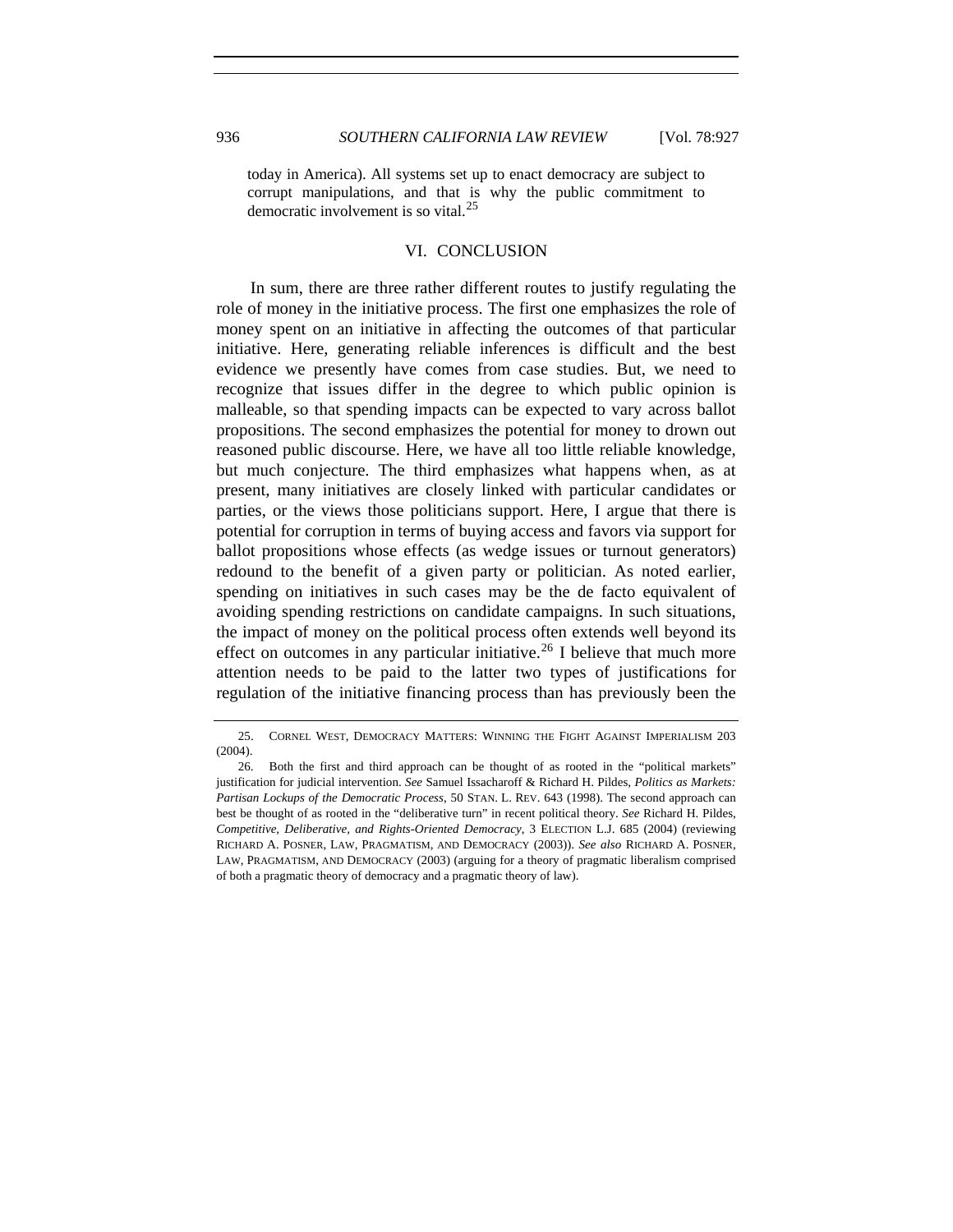today in America). All systems set up to enact democracy are subject to corrupt manipulations, and that is why the public commitment to democratic involvement is so vital.[25]

## VI. CONCLUSION

In sum, there are three rather different routes to justify regulating the role of money in the initiative process. The first one emphasizes the role of money spent on an initiative in affecting the outcomes of that particular initiative. Here, generating reliable inferences is difficult and the best evidence we presently have comes from case studies. But, we need to recognize that issues differ in the degree to which public opinion is malleable, so that spending impacts can be expected to vary across ballot propositions. The second emphasizes the potential for money to drown out reasoned public discourse. Here, we have all too little reliable knowledge, but much conjecture. The third emphasizes what happens when, as at present, many initiatives are closely linked with particular candidates or parties, or the views those politicians support. Here, I argue that there is potential for corruption in terms of buying access and favors via support for ballot propositions whose effects (as wedge issues or turnout generators) redound to the benefit of a given party or politician. As noted earlier, spending on initiatives in such cases may be the de facto equivalent of avoiding spending restrictions on candidate campaigns. In such situations, the impact of money on the political process often extends well beyond its effect on outcomes in any particular initiative.[26] I believe that much more attention needs to be paid to the latter two types of justifications for regulation of the initiative financing process than has previously been the

---

25. CORNEL WEST, DEMOCRACY MATTERS: WINNING THE FIGHT AGAINST IMPERIALISM 203 (2004).

26. Both the first and third approach can be thought of as rooted in the "political markets" justification for judicial intervention. *See* Samuel Issacharoff & Richard H. Pildes, *Politics as Markets: Partisan Lockups of the Democratic Process*, 50 STAN. L. REV. 643 (1998). The second approach can best be thought of as rooted in the "deliberative turn" in recent political theory. *See* Richard H. Pildes, *Competitive, Deliberative, and Rights-Oriented Democracy*, 3 ELECTION L.J. 685 (2004) (reviewing RICHARD A. POSNER, LAW, PRAGMATISM, AND DEMOCRACY (2003)). *See also* RICHARD A. POSNER, LAW, PRAGMATISM, AND DEMOCRACY (2003) (arguing for a theory of pragmatic liberalism comprised of both a pragmatic theory of democracy and a pragmatic theory of law).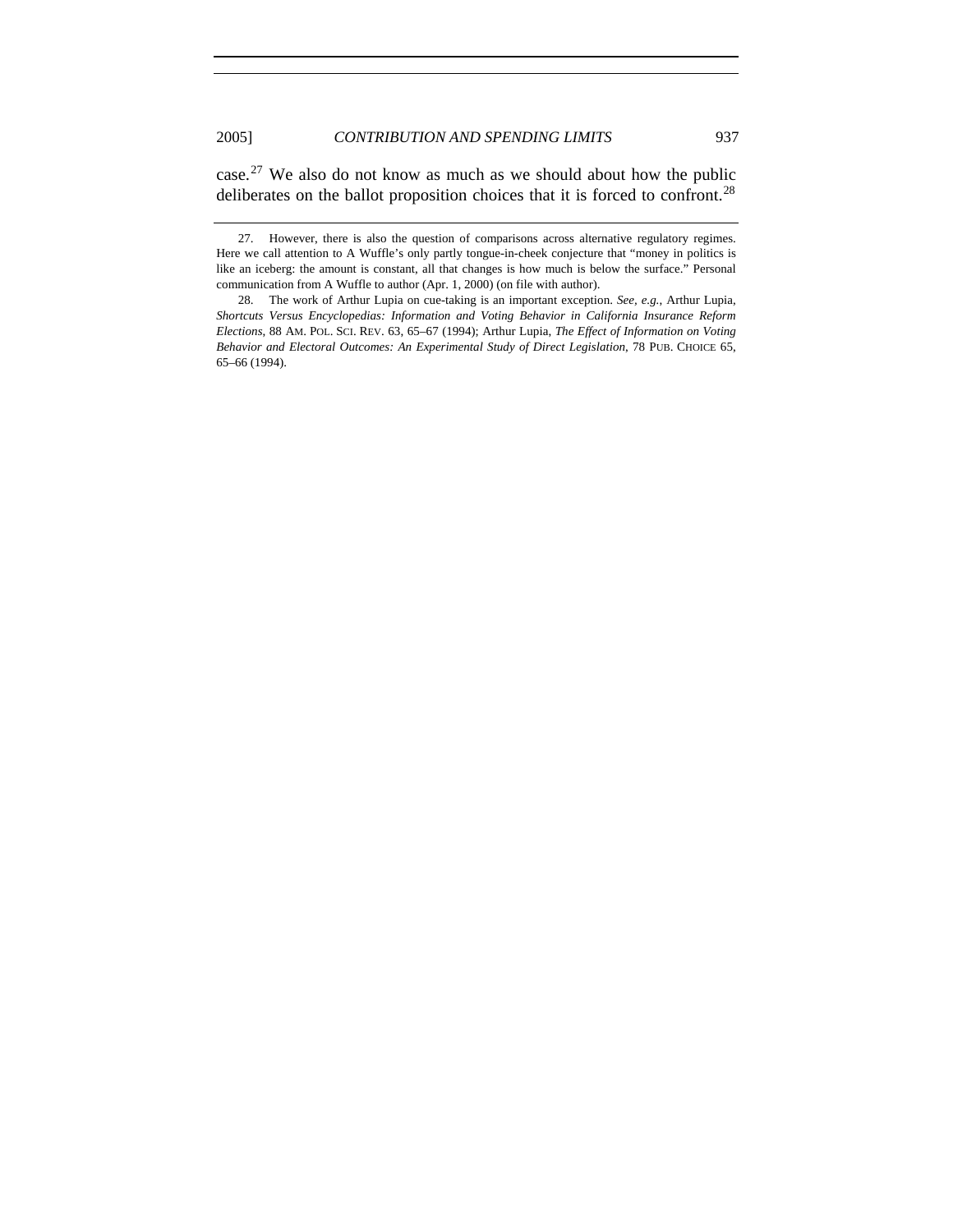case.[27] We also do not know as much as we should about how the public deliberates on the ballot proposition choices that it is forced to confront.[28]

---

27. However, there is also the question of comparisons across alternative regulatory regimes. Here we call attention to A Wuffle's only partly tongue-in-cheek conjecture that "money in politics is like an iceberg: the amount is constant, all that changes is how much is below the surface." Personal communication from A Wuffle to author (Apr. 1, 2000) (on file with author).

28. The work of Arthur Lupia on cue-taking is an important exception. *See, e.g.*, Arthur Lupia, *Shortcuts Versus Encyclopedias: Information and Voting Behavior in California Insurance Reform Elections*, 88 AM. POL. SCI. REV. 63, 65–67 (1994); Arthur Lupia, *The Effect of Information on Voting Behavior and Electoral Outcomes: An Experimental Study of Direct Legislation*, 78 PUB. CHOICE 65, 65–66 (1994).